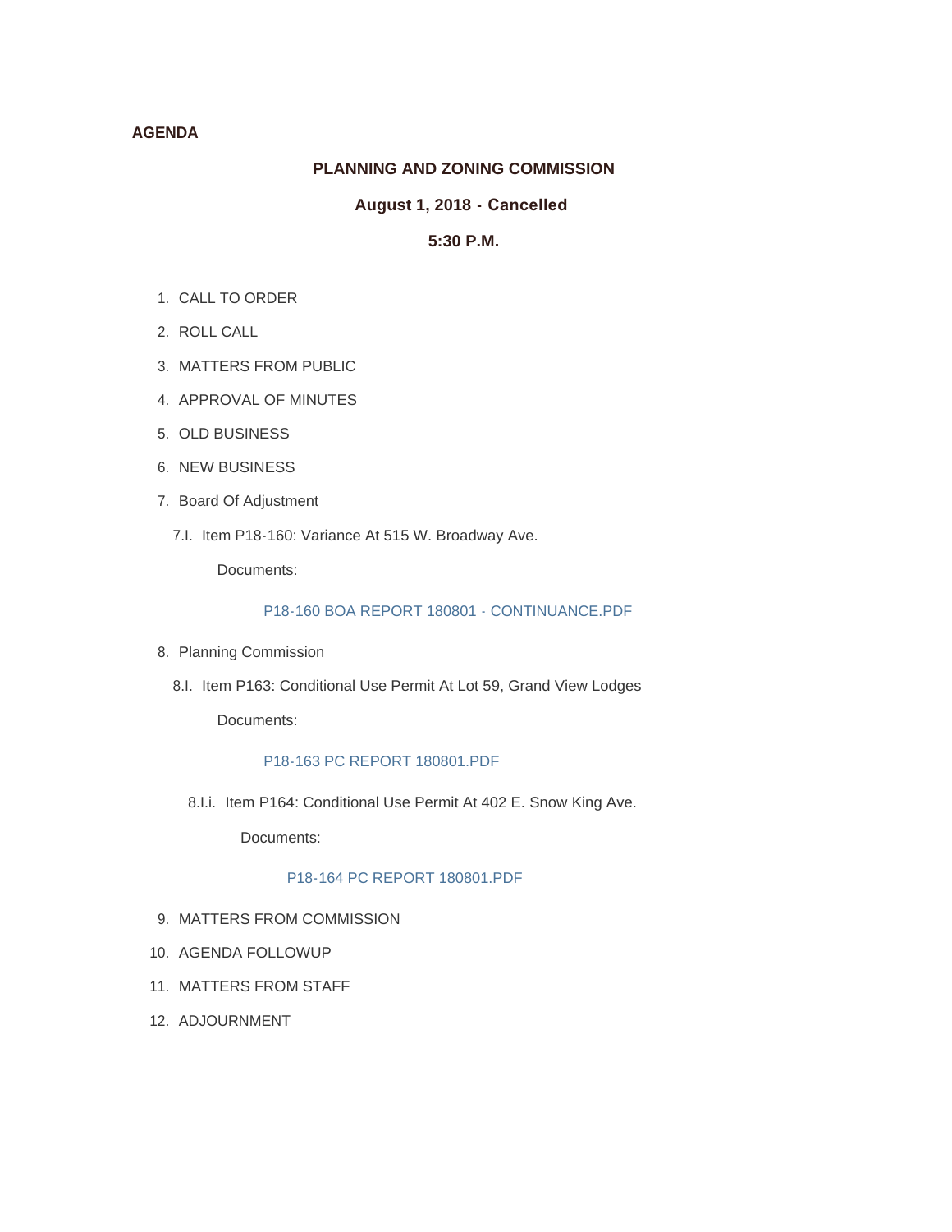**AGENDA**

## PLANNING AND ZONING COMMISSION

### August 1, 2018 - Cancelled

### 5:30 P.M.

1. CALL TO ORDER
2. ROLL CALL
3. MATTERS FROM PUBLIC
4. APPROVAL OF MINUTES
5. OLD BUSINESS
6. NEW BUSINESS
7. Board Of Adjustment

   7.I. Item P18-160: Variance At 515 W. Broadway Ave.

   Documents:

   P18-160 BOA REPORT 180801 - CONTINUANCE.PDF

8. Planning Commission

   8.I. Item P163: Conditional Use Permit At Lot 59, Grand View Lodges

   Documents:

   P18-163 PC REPORT 180801.PDF

   8.I.i. Item P164: Conditional Use Permit At 402 E. Snow King Ave.

   Documents:

   P18-164 PC REPORT 180801.PDF

9. MATTERS FROM COMMISSION
10. AGENDA FOLLOWUP
11. MATTERS FROM STAFF
12. ADJOURNMENT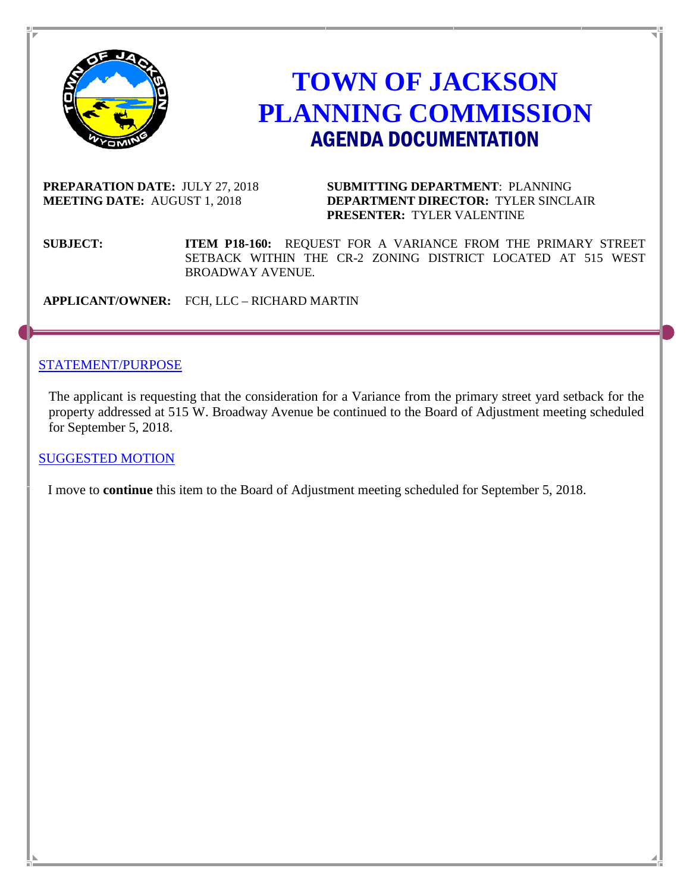# TOWN OF JACKSON PLANNING COMMISSION

## AGENDA DOCUMENTATION

**PREPARATION DATE:** JULY 27, 2018
**MEETING DATE:** AUGUST 1, 2018

**SUBMITTING DEPARTMENT**: PLANNING
**DEPARTMENT DIRECTOR:** TYLER SINCLAIR
**PRESENTER:** TYLER VALENTINE

**SUBJECT:** **ITEM P18-160:** REQUEST FOR A VARIANCE FROM THE PRIMARY STREET SETBACK WITHIN THE CR-2 ZONING DISTRICT LOCATED AT 515 WEST BROADWAY AVENUE.

**APPLICANT/OWNER:** FCH, LLC – RICHARD MARTIN

---

### STATEMENT/PURPOSE

The applicant is requesting that the consideration for a Variance from the primary street yard setback for the property addressed at 515 W. Broadway Avenue be continued to the Board of Adjustment meeting scheduled for September 5, 2018.

### SUGGESTED MOTION

I move to **continue** this item to the Board of Adjustment meeting scheduled for September 5, 2018.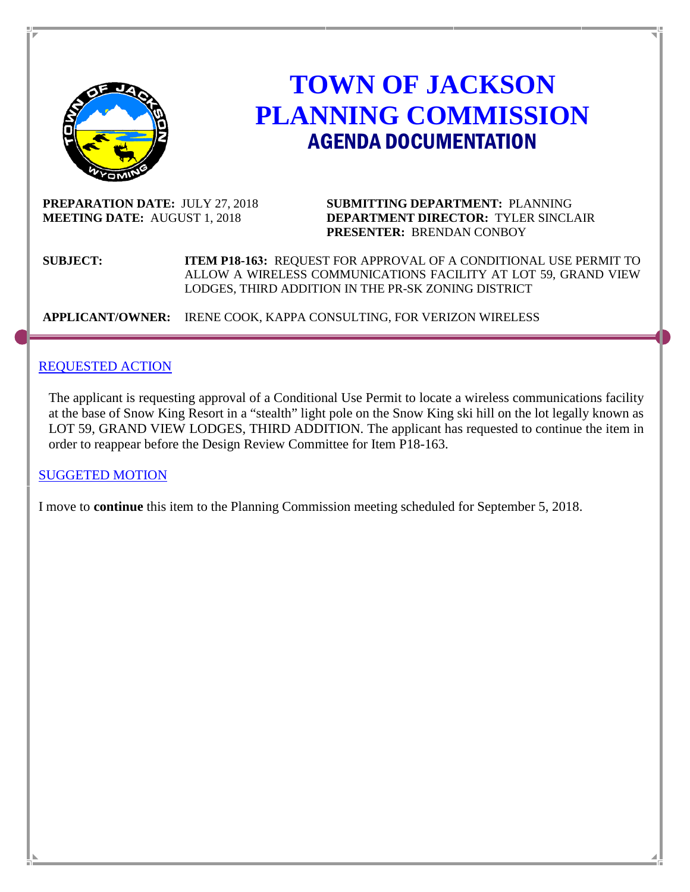# TOWN OF JACKSON PLANNING COMMISSION

## AGENDA DOCUMENTATION

**PREPARATION DATE:** JULY 27, 2018
**MEETING DATE:** AUGUST 1, 2018

**SUBMITTING DEPARTMENT:** PLANNING
**DEPARTMENT DIRECTOR:** TYLER SINCLAIR
**PRESENTER:** BRENDAN CONBOY

**SUBJECT:** **ITEM P18-163:** REQUEST FOR APPROVAL OF A CONDITIONAL USE PERMIT TO ALLOW A WIRELESS COMMUNICATIONS FACILITY AT LOT 59, GRAND VIEW LODGES, THIRD ADDITION IN THE PR-SK ZONING DISTRICT

**APPLICANT/OWNER:** IRENE COOK, KAPPA CONSULTING, FOR VERIZON WIRELESS

---

### REQUESTED ACTION

The applicant is requesting approval of a Conditional Use Permit to locate a wireless communications facility at the base of Snow King Resort in a "stealth" light pole on the Snow King ski hill on the lot legally known as LOT 59, GRAND VIEW LODGES, THIRD ADDITION. The applicant has requested to continue the item in order to reappear before the Design Review Committee for Item P18-163.

### SUGGETED MOTION

I move to **continue** this item to the Planning Commission meeting scheduled for September 5, 2018.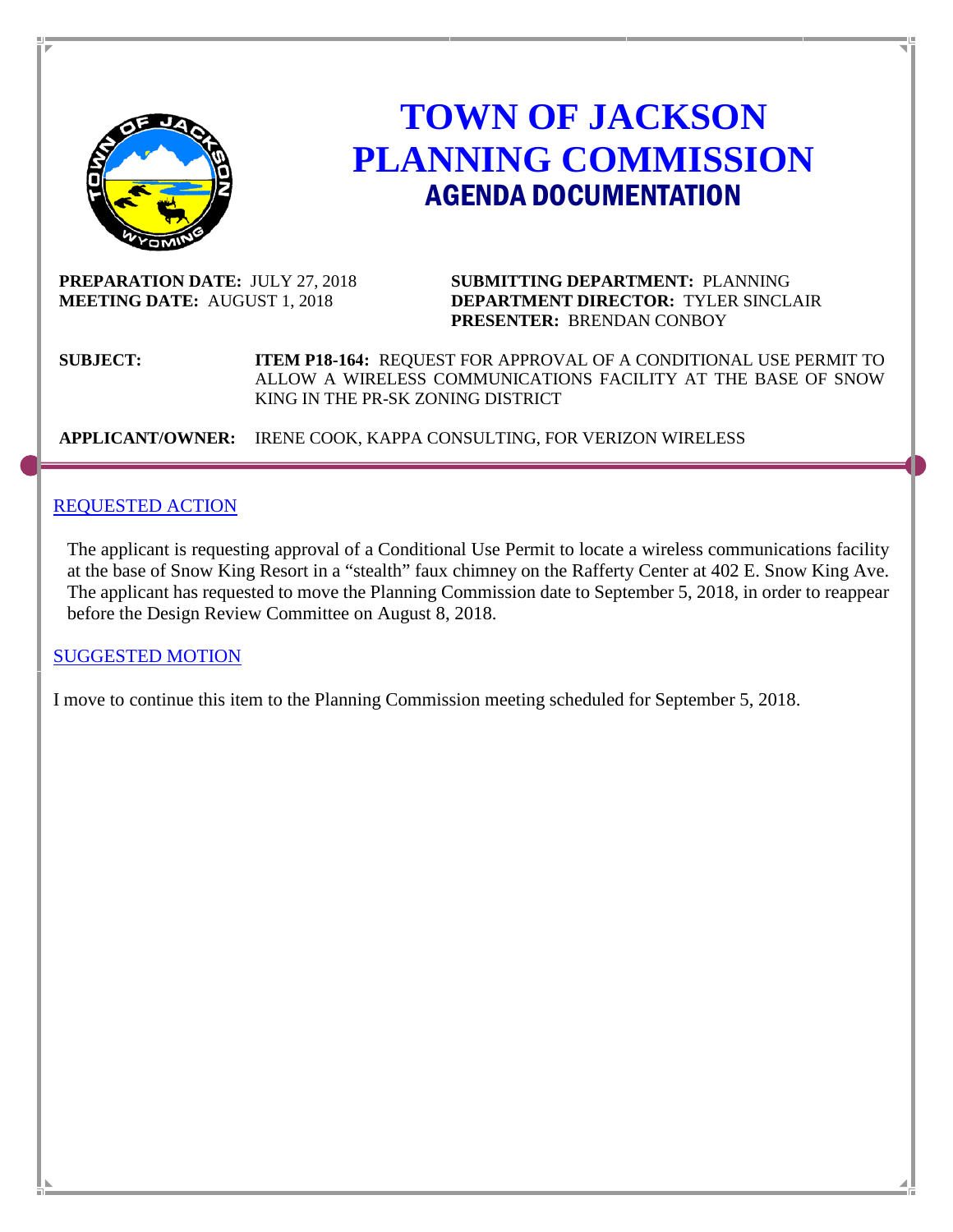# TOWN OF JACKSON PLANNING COMMISSION

## AGENDA DOCUMENTATION

**PREPARATION DATE:** JULY 27, 2018
**MEETING DATE:** AUGUST 1, 2018

**SUBMITTING DEPARTMENT:** PLANNING
**DEPARTMENT DIRECTOR:** TYLER SINCLAIR
**PRESENTER:** BRENDAN CONBOY

**SUBJECT:** **ITEM P18-164:** REQUEST FOR APPROVAL OF A CONDITIONAL USE PERMIT TO ALLOW A WIRELESS COMMUNICATIONS FACILITY AT THE BASE OF SNOW KING IN THE PR-SK ZONING DISTRICT

**APPLICANT/OWNER:** IRENE COOK, KAPPA CONSULTING, FOR VERIZON WIRELESS

---

### REQUESTED ACTION

The applicant is requesting approval of a Conditional Use Permit to locate a wireless communications facility at the base of Snow King Resort in a "stealth" faux chimney on the Rafferty Center at 402 E. Snow King Ave. The applicant has requested to move the Planning Commission date to September 5, 2018, in order to reappear before the Design Review Committee on August 8, 2018.

### SUGGESTED MOTION

I move to continue this item to the Planning Commission meeting scheduled for September 5, 2018.